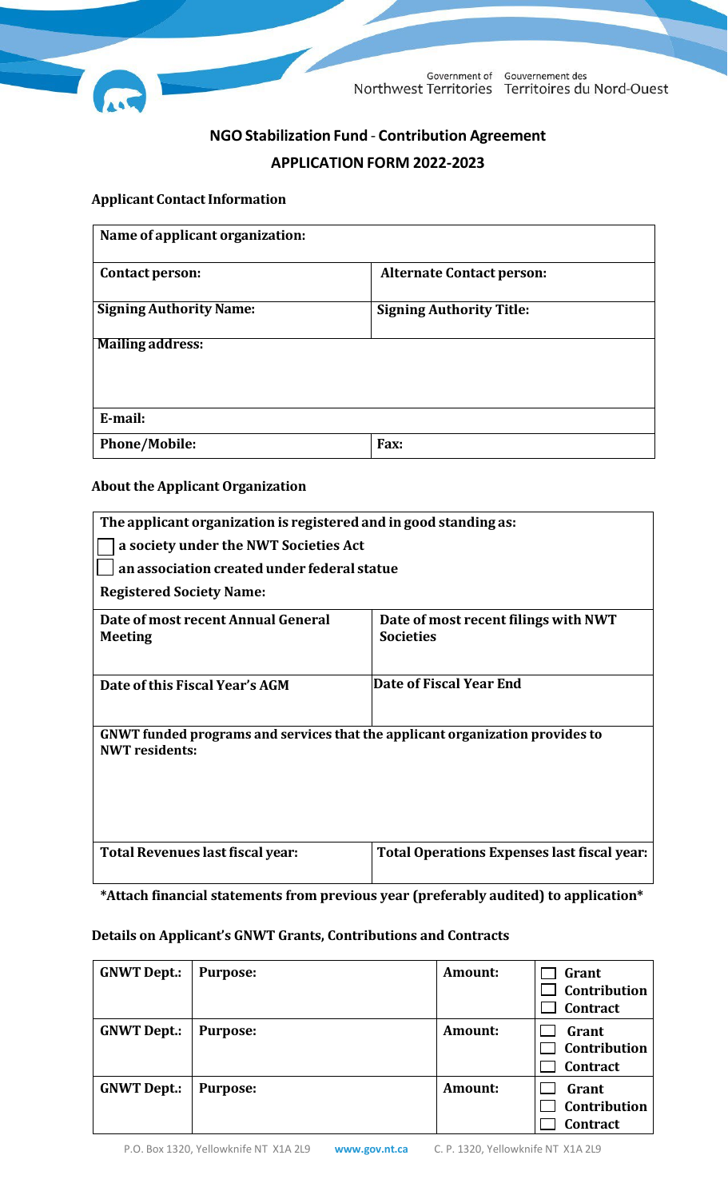Government of Northwest Territories / Gouvernement des Territoires du Nord-Ouest

# NGO Stabilization Fund - Contribution Agreement

## APPLICATION FORM 2022-2023

### Applicant Contact Information

| **Name of applicant organization:** | |
|---|---|
| **Contact person:** | **Alternate Contact person:** |
| **Signing Authority Name:** | **Signing Authority Title:** |
| **Mailing address:** | |
| **E-mail:** | |
| **Phone/Mobile:** | **Fax:** |

### About the Applicant Organization

| **The applicant organization is registered and in good standing as:** ☐ **a society under the NWT Societies Act** ☐ **an association created under federal statue** **Registered Society Name:** | |
|---|---|
| **Date of most recent Annual General Meeting** | **Date of most recent filings with NWT Societies** |
| **Date of this Fiscal Year's AGM** | **Date of Fiscal Year End** |
| **GNWT funded programs and services that the applicant organization provides to NWT residents:** | |
| **Total Revenues last fiscal year:** | **Total Operations Expenses last fiscal year:** |

**\*Attach financial statements from previous year (preferably audited) to application\***

### Details on Applicant's GNWT Grants, Contributions and Contracts

| **GNWT Dept.:** | **Purpose:** | **Amount:** | ☐ **Grant** ☐ **Contribution** ☐ **Contract** |
|---|---|---|---|
| **GNWT Dept.:** | **Purpose:** | **Amount:** | ☐ **Grant** ☐ **Contribution** ☐ **Contract** |
| **GNWT Dept.:** | **Purpose:** | **Amount:** | ☐ **Grant** ☐ **Contribution** ☐ **Contract** |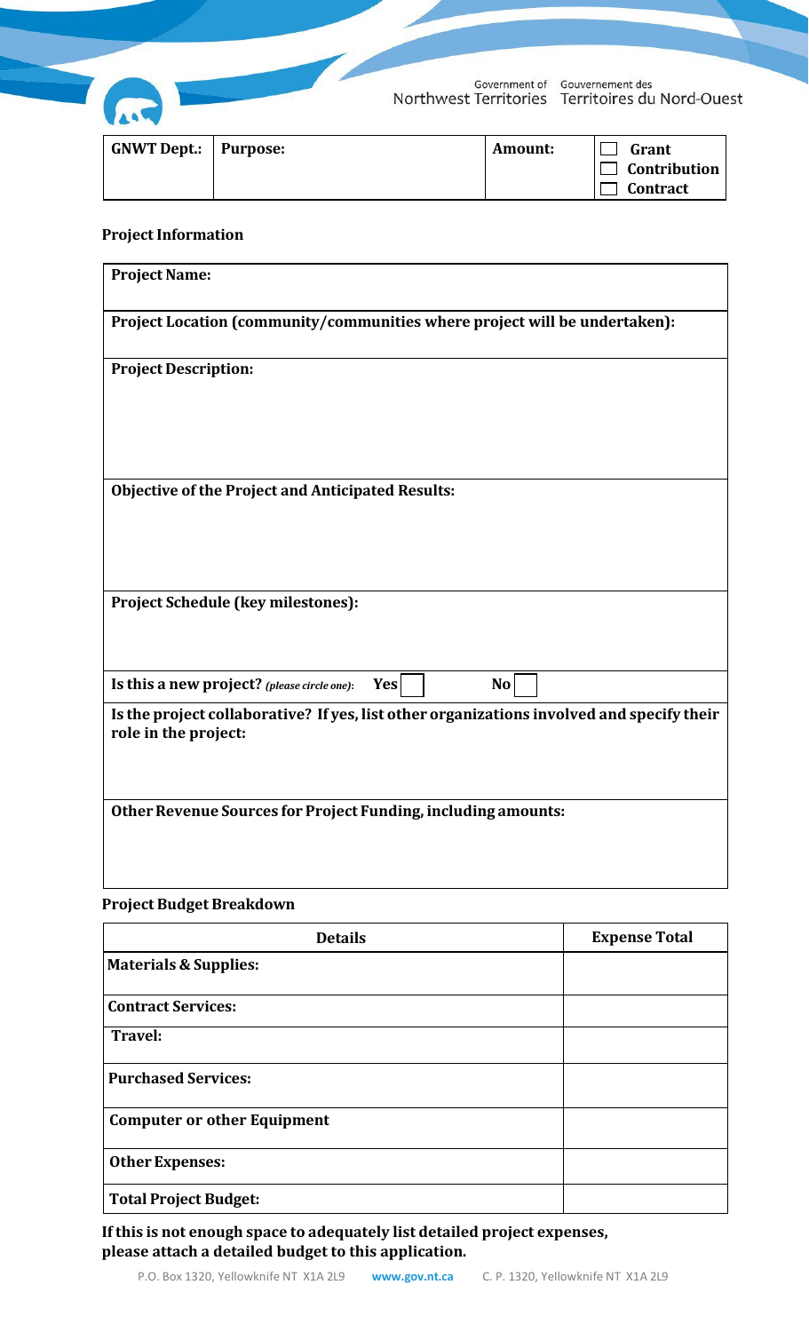Government of Northwest Territories | Gouvernement des Territoires du Nord-Ouest

| GNWT Dept.: | Purpose: | Amount: | ☐ Grant<br>☐ Contribution<br>☐ Contract |
|---|---|---|---|

**Project Information**

| |
|---|
| **Project Name:** |
| **Project Location (community/communities where project will be undertaken):** |
| **Project Description:** |
| **Objective of the Project and Anticipated Results:** |
| **Project Schedule (key milestones):** |
| **Is this a new project?** ***(please circle one)*****:** **Yes** ☐ **No** ☐ |
| **Is the project collaborative? If yes, list other organizations involved and specify their role in the project:** |
| **Other Revenue Sources for Project Funding, including amounts:** |

**Project Budget Breakdown**

| Details | Expense Total |
|---|---|
| **Materials & Supplies:** | |
| **Contract Services:** | |
| **Travel:** | |
| **Purchased Services:** | |
| **Computer or other Equipment** | |
| **Other Expenses:** | |
| **Total Project Budget:** | |

**If this is not enough space to adequately list detailed project expenses, please attach a detailed budget to this application.**

P.O. Box 1320, Yellowknife NT X1A 2L9 www.gov.nt.ca C. P. 1320, Yellowknife NT X1A 2L9